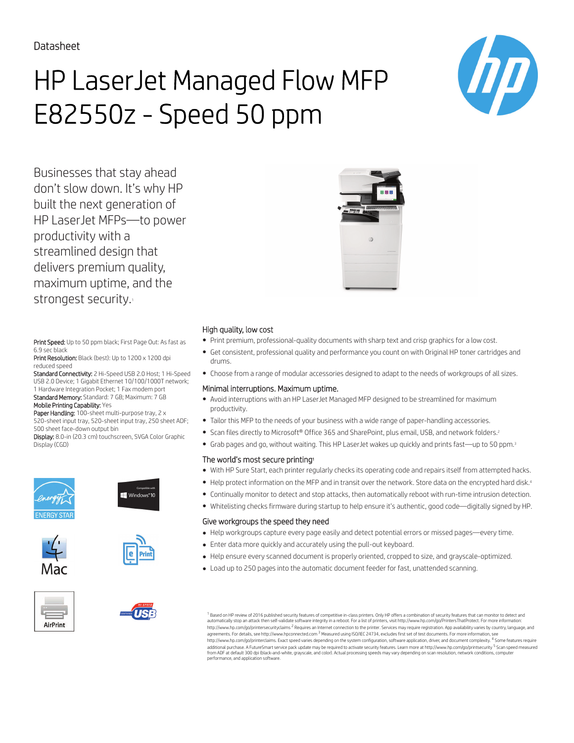Datasheet

# HP LaserJet Managed Flow MFP E82550z - Speed 50 ppm

Businesses that stay ahead don't slow down. It's why HP built the next generation of HP LaserJet MFPs—to power productivity with a streamlined design that delivers premium quality, maximum uptime, and the strongest security.[1]

**Print Speed:** Up to 50 ppm black; First Page Out: As fast as 6.9 sec black
**Print Resolution:** Black (best): Up to 1200 x 1200 dpi reduced speed
**Standard Connectivity:** 2 Hi-Speed USB 2.0 Host; 1 Hi-Speed USB 2.0 Device; 1 Gigabit Ethernet 10/100/1000T network; 1 Hardware Integration Pocket; 1 Fax modem port
**Standard Memory:** Standard: 7 GB; Maximum: 7 GB
**Mobile Printing Capability:** Yes
**Paper Handling:** 100-sheet multi-purpose tray, 2 x 520-sheet input tray, 520-sheet input tray, 250 sheet ADF; 500 sheet face-down output bin
**Display:** 8.0-in (20.3 cm) touchscreen, SVGA Color Graphic Display (CGD)

## High quality, low cost

- Print premium, professional-quality documents with sharp text and crisp graphics for a low cost.
- Get consistent, professional quality and performance you count on with Original HP toner cartridges and drums.
- Choose from a range of modular accessories designed to adapt to the needs of workgroups of all sizes.

## Minimal interruptions. Maximum uptime.

- Avoid interruptions with an HP LaserJet Managed MFP designed to be streamlined for maximum productivity.
- Tailor this MFP to the needs of your business with a wide range of paper-handling accessories.
- Scan files directly to Microsoft® Office 365 and SharePoint, plus email, USB, and network folders.[2]
- Grab pages and go, without waiting. This HP LaserJet wakes up quickly and prints fast—up to 50 ppm.[3]

## The world's most secure printing[1]

- With HP Sure Start, each printer regularly checks its operating code and repairs itself from attempted hacks.
- Help protect information on the MFP and in transit over the network. Store data on the encrypted hard disk.[4]
- Continually monitor to detect and stop attacks, then automatically reboot with run-time intrusion detection.
- Whitelisting checks firmware during startup to help ensure it's authentic, good code—digitally signed by HP.

## Give workgroups the speed they need

- Help workgroups capture every page easily and detect potential errors or missed pages—every time.
- Enter data more quickly and accurately using the pull-out keyboard.
- Help ensure every scanned document is properly oriented, cropped to size, and grayscale-optimized.
- Load up to 250 pages into the automatic document feeder for fast, unattended scanning.

[1] Based on HP review of 2016 published security features of competitive in-class printers. Only HP offers a combination of security features that can monitor to detect and automatically stop an attack then self-validate software integrity in a reboot. For a list of printers, visit http://www.hp.com/go/PrintersThatProtect. For more information: http://www.hp.com/go/printersecurityclaims [2] Requires an Internet connection to the printer. Services may require registration. App availability varies by country, language, and agreements. For details, see http://www.hpconnected.com [3] Measured using ISO/IEC 24734, excludes first set of test documents. For more information, see http://www.hp.com/go/printerclaims. Exact speed varies depending on the system configuration, software application, driver, and document complexity. [4] Some features require additional purchase. A FutureSmart service pack update may be required to activate security features. Learn more at http://www.hp.com/go/printsecurity [5] Scan speed measured from ADF at default 300 dpi (black-and-white, grayscale, and color). Actual processing speeds may vary depending on scan resolution, network conditions, computer performance, and application software.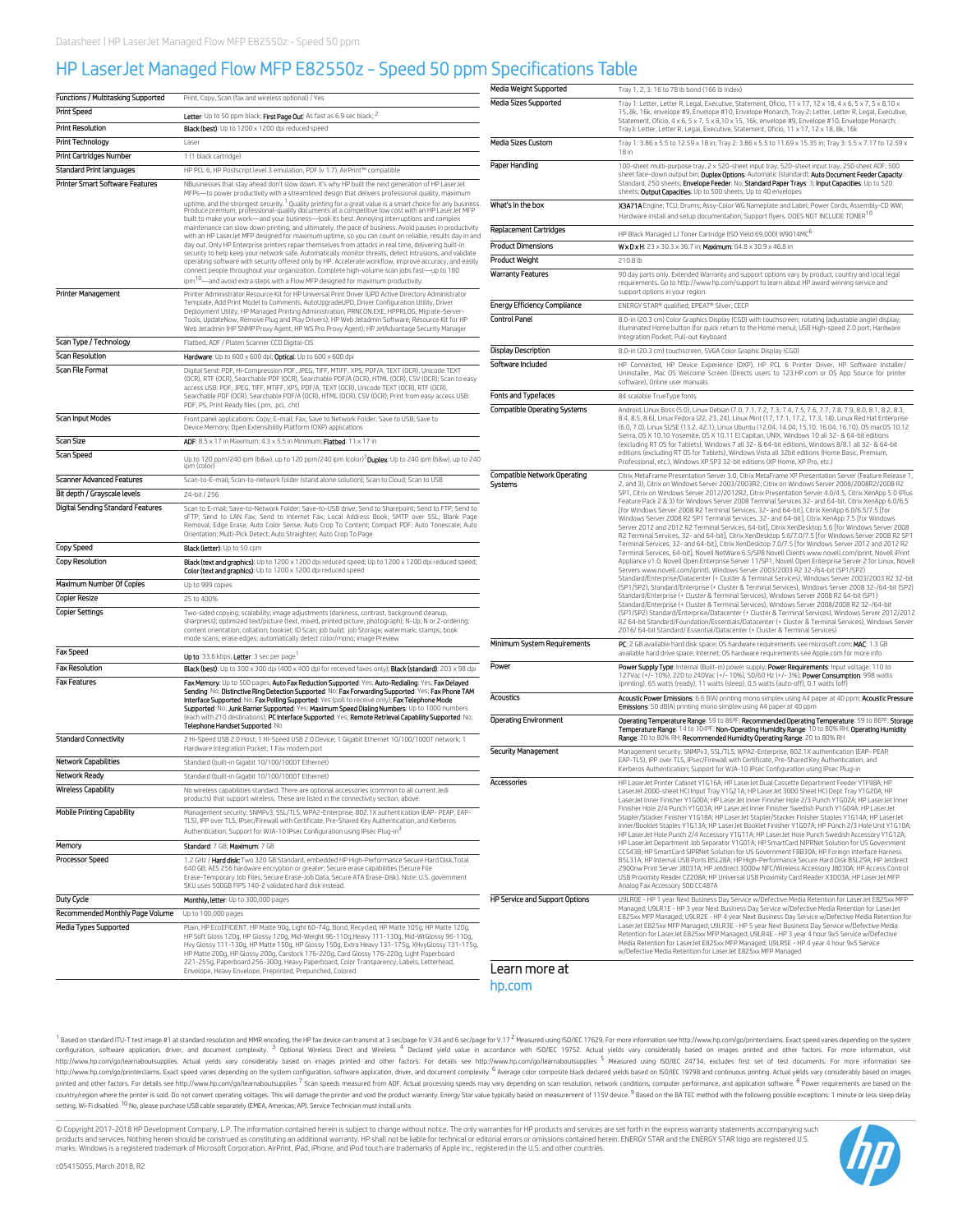# HP LaserJet Managed Flow MFP E82550z - Speed 50 ppm Specifications Table

| | |
|---|---|
| Functions / Multitasking Supported | Print, Copy, Scan (fax and wireless optional) / Yes |
| Print Speed | **Letter**: Up to 50 ppm black; **First Page Out**: As fast as 6.9 sec black; [2] |
| Print Resolution | **Black (best)**: Up to 1200 x 1200 dpi reduced speed |
| Print Technology | Laser |
| Print Cartridges Number | 1 (1 black cartridge) |
| Standard Print languages | HP PCL 6, HP Postscript level 3 emulation, PDF (v 1.7), AirPrint™ compatible |
| Printer Smart Software Features | NBusinesses that stay ahead don't slow down. It's why HP built the next generation of HP LaserJet MFPs—to power productivity with a streamlined design that delivers professional-quality, maximum uptime, and the strongest security.[1] Quality printing for a great value is a smart choice for any business. Produce premium, professional-quality documents at a competitive low cost with an HP LaserJet MFP built to make your work—and your business—look its best. Annoying interruptions and complex maintenance can slow down printing, and ultimately, the pace of business. Avoid pauses in productivity with an HP LaserJet MFP designed for maximum uptime, so you can count on reliable, results day in and day out. Only HP Enterprise printers repair themselves from attacks in real time, delivering built-in security to help keep your network safe. Automatically monitor threats, detect intrusions, and validate operating software with security offered only by HP. Accelerate workflow, improve accuracy, and easily connect people throughout your organization. Complete high-volume scan jobs fast—up to 180 ipm[10]—and avoid extra steps with a Flow MFP designed for maximum productivity. |
| Printer Management | Printer Administrator Resource Kit for HP Universal Print Driver (UPD Active Directory Administrator Template, Add Print Model to Comments, AutoUpgradeUPD, Driver Configuration Utility, Driver Deployment Utility, HP Managed Printing Administration, PRNCON.EXE, HPPRLOG, Migrate-Server-Tools, UpdateNow, Remove Plug and Play Drivers); HP Web Jetadmin Software; Resource Kit for HP Web Jetadmin (HP SNMP Proxy Agent, HP WS Pro Proxy Agent); HP JetAdvantage Security Manager |
| Scan Type / Technology | Flatbed, ADF / Platen Scanner CCD Digital-OS |
| Scan Resolution | **Hardware**: Up to 600 x 600 dpi; **Optical**: Up to 600 x 600 dpi |
| Scan File Format | Digital Send: PDF, Hi-Compression PDF, JPEG, TIFF, MTIFF, XPS, PDF/A, TEXT (OCR), Unicode TEXT (OCR), RTF (OCR), Searchable PDF (OCR), Searchable PDF/A (OCR), HTML (OCR), CSV (OCR); Scan to easy access USB: PDF, JPEG, TIFF, MTIFF, XPS, PDF/A, TEXT (OCR), Unicode TEXT (OCR), RTF (OCR), Searchable PDF (OCR), Searchable PDF/A (OCR), HTML (OCR), CSV (OCR); Print from easy access USB: PDF, PS, Print Ready files (.prn, .pcl, .cht) |
| Scan Input Modes | Front panel applications: Copy; E-mail; Fax; Save to Network Folder; Save to USB; Save to Device Memory; Open Extensibility Platform (OXP) applications |
| Scan Size | **ADF**: 8.5 x 17 in Maximum; 4.3 x 5.5 in Minimum; **Flatbed**: 11 x 17 in |
| Scan Speed | Up to 120 ppm/240 ipm (b&w), up to 120 ppm/240 ipm (color)[7] **Duplex**: Up to 240 ipm (b&w), up to 240 ipm (color) |
| Scanner Advanced Features | Scan-to-E-mail; Scan-to-network folder (stand alone solution); Scan to Cloud; Scan to USB |
| Bit depth / Grayscale levels | 24-bit / 256 |
| Digital Sending Standard Features | Scan to E-mail; Save-to-Network Folder; Save-to-USB drive; Send to Sharepoint; Send to FTP; Send to sFTP; Send to LAN Fax; Send to Internet Fax; Local Address Book; SMTP over SSL; Blank Page Removal; Edge Erase; Auto Color Sense; Auto Crop To Content; Compact PDF; Auto Tonescale; Auto Orientation; Multi-Pick Detect; Auto Straighten; Auto Crop To Page |
| Copy Speed | **Black (letter)**: Up to 50 cpm |
| Copy Resolution | **Black (text and graphics)**: Up to 1200 x 1200 dpi reduced speed; Up to 1200 x 1200 dpi reduced speed; **Color (text and graphics)**: Up to 1200 x 1200 dpi reduced speed |
| Maximum Number Of Copies | Up to 999 copies |
| Copier Resize | 25 to 400% |
| Copier Settings | Two-sided copying; scalability; image adjustments (darkness, contrast, background cleanup, sharpness); optimized text/picture (text, mixed, printed picture, photograph); N-Up; N or Z-ordering; content orientation; collation; booklet; ID Scan; job build; job Storage; watermark; stamps; book mode scans; erase edges; automatically detect color/mono; image Preview |
| Fax Speed | **Up to**: 33.6 kbps; **Letter**: 3 sec per page[1] |
| Fax Resolution | **Black (best)**: Up to 300 x 300 dpi (400 x 400 dpi for received faxes only); **Black (standard)**: 203 x 98 dpi |
| Fax Features | **Fax Memory**: Up to 500 pages; **Auto Fax Reduction Supported**: Yes; **Auto-Redialing**: Yes; **Fax Delayed Sending**: No; **Distinctive Ring Detection Supported**: No; **Fax Forwarding Supported**: Yes; **Fax Phone TAM Interface Supported**: No; **Fax Polling Supported**: Yes (poll to receive only); **Fax Telephone Mode Supported**: No; **Junk Barrier Supported**: Yes; **Maximum Speed Dialing Numbers**: Up to 1000 numbers (each with 210 destinations); **PC Interface Supported**: Yes; **Remote Retrieval Capability Supported**: No; **Telephone Handset Supported**: No |
| Standard Connectivity | 2 Hi-Speed USB 2.0 Host; 1 Hi-Speed USB 2.0 Device; 1 Gigabit Ethernet 10/100/1000T network; 1 Hardware Integration Pocket; 1 Fax modem port |
| Network Capabilities | Standard (built-in Gigabit 10/100/1000T Ethernet) |
| Network Ready | Standard (built-in Gigabit 10/100/1000T Ethernet) |
| Wireless Capability | No wireless capabilities standard. There are optional accessories (common to all current Jedi products) that support wireless. These are listed in the connectivity section, above. |
| Mobile Printing Capability | Management security: SNMPv3, SSL/TLS, WPA2-Enterprise, 802.1X authentication (EAP- PEAP, EAP-TLS), IPP over TLS, IPsec/Firewall with Certificate, Pre-Shared Key Authentication, and Kerberos Authentication; Support for WJA-10 IPsec Configuration using IPsec Plug-in[3] |
| Memory | **Standard**: 7 GB; **Maximum**: 7 GB |
| Processor Speed | 1.2 GHz / **Hard disk**: Two 320 GB Standard, embedded HP High-Performance Secure Hard Disk,Total 640 GB; AES 256 hardware encryption or greater; Secure erase capabilities (Secure File Erase-Temporary Job Files, Secure Erase-Job Data, Secure ATA Erase-Disk). Note: U.S. government SKU uses 500GB FIPS 140-2 validated hard disk instead. |
| Duty Cycle | **Monthly, letter**: Up to 300,000 pages |
| Recommended Monthly Page Volume | Up to 100,000 pages |
| Media Types Supported | Plain, HP EcoFFICIENT, HP Matte 90g, Light 60-74g, Bond, Recycled, HP Matte 105g, HP Matte 120g, HP Soft Gloss 120g, HP Glossy 120g, Mid-Weight 96-110g,Heavy 111-130g, Mid-WtGlossy 96-110g, Hvy Glossy 111-130g, HP Matte 150g, HP Glossy 150g, Extra Heavy 131-175g, XHvyGlossy 131-175g, HP Matte 200g, HP Glossy 200g, Carstock 176-220g, Card Glossy 176-220g, Light Paperboard 221-255g, Paperboard 256-300g, Heavy Paperboard, Color Transparency, Labels, Letterhead, Envelope, Heavy Envelope, Preprinted, Prepunched, Colored |
| Media Weight Supported | Tray 1, 2, 3: 16 to 78 lb bond (166 lb Index) |
| Media Sizes Supported | Tray 1: Letter, Letter R, Legal, Executive, Statement, Oficio, 11 x 17, 12 x 18, 4 x 6, 5 x 7, 5 x 8,10 x 15, 8k, 16k, envelope #9, Envelope #10, Envelope Monarch, Tray 2: Letter, Letter R, Legal, Executive, Statement, Oficio, 4 x 6, 5 x 7, 5 x 8,10 x 15, 16k, envelope #9, Envelope #10, Envelope Monarch; Tray3: Letter, Letter R, Legal, Executive, Statement, Oficio, 11 x 17, 12 x 18, 8k, 16k |
| Media Sizes Custom | Tray 1: 3.86 x 5.5 to 12.59 x 18 in; Tray 2: 3.86 x 5.5 to 11.69 x 15.35 in; Tray 3: 5.5 x 7.17 to 12.59 x 18 in |
| Paper Handling | 100-sheet multi-purpose tray, 2 x 520-sheet input tray, 520-sheet input tray, 250 sheet ADF; 500 sheet face-down output bin; **Duplex Options**: Automatic (standard); **Auto Document Feeder Capacity**: Standard, 250 sheets; **Envelope Feeder**: No; **Standard Paper Trays**: 3; **Input Capacities**: Up to 520 sheets; **Output Capacities**: Up to 500 sheets; Up to 40 envelopes |
| What's in the box | **X3A71A** Engine; TCU; Drums; Assy-Color WG Nameplate and Label; Power Cords; Assembly-CD WW; Hardware install and setup documentation; Support flyers. DOES NOT INCLUDE TONER[10] |
| Replacement Cartridges | HP Black Managed LJ Toner Cartridge (ISO Yield 69,000) W9014MC[6] |
| Product Dimensions | **W x D x H**: 23 x 30.3 x 36.7 in; **Maximum**: 64.8 x 30.9 x 46.8 in |
| Product Weight | 210.8 lb |
| Warranty Features | 90 day parts only. Extended Warranty and support options vary by product, country and local legal requirements. Go to http://www.hp.com/support to learn about HP award winning service and support options in your region. |
| Energy Efficiency Compliance | ENERGY STAR® qualified; EPEAT® Silver; CECP |
| Control Panel | 8.0-in (20.3 cm) Color Graphics Display (CGD) with touchscreen; rotating (adjustable angle) display; illuminated Home button (for quick return to the Home menu); USB High-speed 2.0 port; Hardware Integration Pocket; Pull-out Keyboard |
| Display Description | 8.0-in (20.3 cm) touchscreen, SVGA Color Graphic Display (CGD) |
| Software Included | HP Connected, HP Device Experience (DXP), HP PCL 6 Printer Driver, HP Software Installer/Uninstaller, Mac OS Welcome Screen (Directs users to 123.HP.com or OS App Source for printer software), Online user manuals |
| Fonts and Typefaces | 84 scalable TrueType fonts |
| Compatible Operating Systems | Android, Linux Boss (5.0), Linux Debian (7.0, 7.1, 7.2, 7.3, 7.4, 7.5, 7.6, 7.7, 7.8, 7.9, 8.0, 8.1, 8.2, 8.3, 8.4, 8.5, 8.6), Linux Fedora (22, 23, 24), Linux Mint (17, 17.1, 17.2, 17.3, 18), Linux Red Hat Enterprise (6.0, 7.0), Linux SUSE (13.2, 42.1), Linux Ubuntu (12.04, 14.04, 15.10, 16.04, 16.10), OS macOS 10.12 Sierra, OS X 10.10 Yosemite, OS X 10.11 El Capitan, UNIX, Windows 10 all 32- & 64-bit editions (excluding RT OS for Tablets), Windows 7 all 32- & 64-bit editions, Windows 8/8.1 all 32- & 64-bit editions (excluding RT OS for Tablets), Windows Vista all 32bit editions (Home Basic, Premium, Professional, etc.), Windows XP SP3 32-bit editions (XP Home, XP Pro, etc.) |
| Compatible Network Operating Systems | Citrix MetaFrame Presentation Server 3.0, Citrix MetaFrame XP Presentation Server (Feature Release 1, 2, and 3), Citrix on Windows Server 2003/2003R2, Citrix on Windows Server 2008/2008R2/2008 R2 SP1, Citrix on Windows Server 2012/2012R2, Citrix Presentation Server 4.0/4.5, Citrix XenApp 5.0 (Plus Feature Pack 2 & 3) for Windows Server 2008 Terminal Services 32- and 64-bit, Citrix XenApp 6.0/6.5 [for Windows Server 2008 R2 Terminal Services, 32- and 64-bit], Citrix XenApp 6.0/6.5/7.5 [for Windows Server 2008 R2 SP1 Terminal Services, 32- and 64-bit], Citrix XenApp 7.5 [for Windows Server 2012 and 2012 R2 Terminal Services, 64-bit], Citrix XenDesktop 5.6 [for Windows Server 2008 R2 Terminal Services, 32- and 64-bit], Citrix XenDesktop 5.6/7.0/7.5 [for Windows Server 2008 R2 SP1 Terminal Services, 32- and 64-bit], Citrix XenDesktop 7.0/7.5 [for Windows Server 2012 and 2012 R2 Terminal Services, 64-bit], Novell NetWare 6.5/SP8 Novell Clients www.novell.com/iprint, Novell iPrint Appliance v1.0, Novell Open Enterprise Server 11/SP1, Novell Open Enterprise Server 2 for Linux, Novell Servers www.novell.com/iprint), Windows Server 2003/2003 R2 32-/64-bit (SP1/SP2) Standard/Enterprise/Datacenter (+ Cluster & Terminal Services), Windows Server 2003/2003 R2 32-bit (SP1/SP2), Standard/Enterprise (+ Cluster & Terminal Services), Windows Server 2008 32-/64-bit (SP2) Standard/Enterprise (+ Cluster & Terminal Services), Windows Server 2008 R2 64-bit (SP1) Standard/Enterprise (+ Cluster & Terminal Services), Windows Server 2008/2008 R2 32-/64-bit (SP1/SP2) Standard/Enterprise/Datacenter (+ Cluster & Terminal Services), Windows Server 2012/2012 R2 64-bit Standard/Foundation/Essentials/Datacenter (+ Cluster & Terminal Services), Windows Server 2016 64-bit Standard/ Essential/Datacenter (+ Cluster & Terminal Services) |
| Minimum System Requirements | **PC**: 2 GB available hard disk space; OS hardware requirements see microsoft.com; **MAC**: 1.3 GB available hard drive space; Internet; OS hardware requirements see Apple.com for more info |
| Power | **Power Supply Type**: Internal (Built-in) power supply; **Power Requirements**: Input voltage: 110 to 127Vac (+/- 10%), 220 to 240Vac (+/- 10%), 50/60 Hz (+/- 3%); **Power Consumption**: 998 watts (printing), 65 watts (ready), 11 watts (sleep), 0.5 watts (auto-off), 0.1 watts (off) |
| Acoustics | **Acoustic Power Emissions**: 6.6 B(A) printing mono simplex using A4 paper at 40 ppm; **Acoustic Pressure Emissions**: 50 dB(A) printing mono simplex using A4 paper at 40 ppm |
| Operating Environment | **Operating Temperature Range**: 59 to 86ºF; **Recommended Operating Temperature**: 59 to 86ºF; **Storage Temperature Range**: 14 to 104ºF; **Non-Operating Humidity Range**: 10 to 80% RH; **Operating Humidity Range**: 20 to 80% RH; **Recommended Humidity Operating Range**: 20 to 80% RH |
| Security Management | Management security: SNMPv3, SSL/TLS, WPA2-Enterprise, 802.1X authentication (EAP- PEAP, EAP-TLS), IPP over TLS, IPsec/Firewall with Certificate, Pre-Shared Key Authentication, and Kerberos Authentication; Support for WJA-10 IPsec Configuration using IPsec Plug-in |
| Accessories | HP LaserJet Printer Cabinet Y1G16A; HP LaserJet Dual Cassette Department Feeder Y1F98A; HP LaserJet 2000-sheet HCI Input Tray Y1G21A; HP LaserJet 3000 Sheet HCI Dept Tray Y1G20A; HP LaserJet Inner Finisher Y1G00A; HP LaserJet Inner Finisher Hole 2/3 Punch Y1G02A; HP LaserJet Inner Finisher Hole 2/4 Punch Y1G03A; HP LaserJet Inner Finisher Swedish Punch Y1G04A; HP LaserJet Stapler/Stacker Finisher Y1G18A; HP LaserJet Stapler/Stacker Finisher Staples Y1G14A; HP LaserJet Inner/Booklet Staples Y1G13A; HP LaserJet Booklet Finisher Y1G07A; HP Punch 2/3 Hole Unit Y1G10A; HP LaserJet Hole Punch 2/4 Accessory Y1G11A; HP LaserJet Hole Punch Swedish Accessory Y1G12A; HP LaserJet Department Job Separator Y1G01A; HP SmartCard NIPRNet Solution for US Government CC543B; HP SmartCard SIPRNet Solution for US Government F8B30A; HP Foreign Interface Harness B5L31A; HP Internal USB Ports B5L28A; HP High-Performance Secure Hard Disk B5L29A; HP Jetdirect 2900nw Print Server J8031A; HP Jetdirect 3000w NFC/Wireless Accessory J8030A; HP Access Control USB Proximity Reader CZ208A; HP Universal USB Proximity Card Reader X3D03A; HP LaserJet MFP Analog Fax Accessory 500 CC487A |
| HP Service and Support Options | U9LR0E - HP 1 year Next Business Day Service w/Defective Media Retention for LaserJet E825xx MFP Managed; U9LR1E - HP 3 year Next Business Day Service w/Defective Media Retention for LaserJet E825xx MFP Managed; U9LR2E - HP 4 year Next Business Day Service w/Defective Media Retention for LaserJet E825xx MFP Managed; U9LR3E - HP 5 year Next Business Day Service w/Defective Media Retention for LaserJet E825xx MFP Managed; U9LR4E - HP 3 year 4 hour 9x5 Service w/Defective Media Retention for LaserJet E825xx MFP Managed; U9LR5E - HP 4 year 4 hour 9x5 Service w/Defective Media Retention for LaserJet E825xx MFP Managed |

Learn more at
hp.com

[1] Based on standard ITU-T test image #1 at standard resolution and MMR encoding, the HP fax device can transmit at 3 sec/page for V.34 and 6 sec/page for V.17 [2] Measured using ISO/IEC 17629. For more information see http://www.hp.com/go/printerclaims. Exact speed varies depending on the system configuration, software application, driver, and document complexity. [3] Optional Wireless Direct and Wireless [4] Declared yield value in accordance with ISO/IEC 19752. Actual yields vary considerably based on images printed and other factors. For more information, visit http://www.hp.com/go/learnaboutsupplies. Actual yields vary considerably based on images printed and other factors. For details see http://www.hp.com/go/learnaboutsupplies [5] Measured using ISO/IEC 24734, excludes first set of test documents. For more information see http://www.hp.com/go/printerclaims. Exact speed varies depending on the system configuration, software application, driver, and document complexity. [6] Average color composite black declared yields based on ISO/IEC 19798 and continuous printing. Actual yields vary considerably based on images printed and other factors. For details see http://www.hp.com/go/learnaboutsupplies [7] Scan speeds measured from ADF. Actual processing speeds may vary depending on scan resolution, network conditions, computer performance, and application software. [8] Power requirements are based on the country/region where the printer is sold. Do not convert operating voltages. This will damage the printer and void the product warranty. Energy Star value typically based on measurement of 115V device. [9] Based on the BA TEC method with the following possible exceptions: 1 minute or less sleep delay setting, Wi-Fi disabled. [10] No, please purchase USB cable separately (EMEA, Americas; AP). Service Technician must install units

© Copyright 2017-2018 HP Development Company, L.P. The information contained herein is subject to change without notice. The only warranties for HP products and services are set forth in the express warranty statements accompanying such products and services. Nothing herein should be construed as constituting an additional warranty. HP shall not be liable for technical or editorial errors or omissions contained herein. ENERGY STAR and the ENERGY STAR logo are registered U.S. marks. Windows is a registered trademark of Microsoft Corporation. AirPrint, iPad, iPhone, and iPod touch are trademarks of Apple Inc., registered in the U.S. and other countries.

c05415055, March 2018, R2